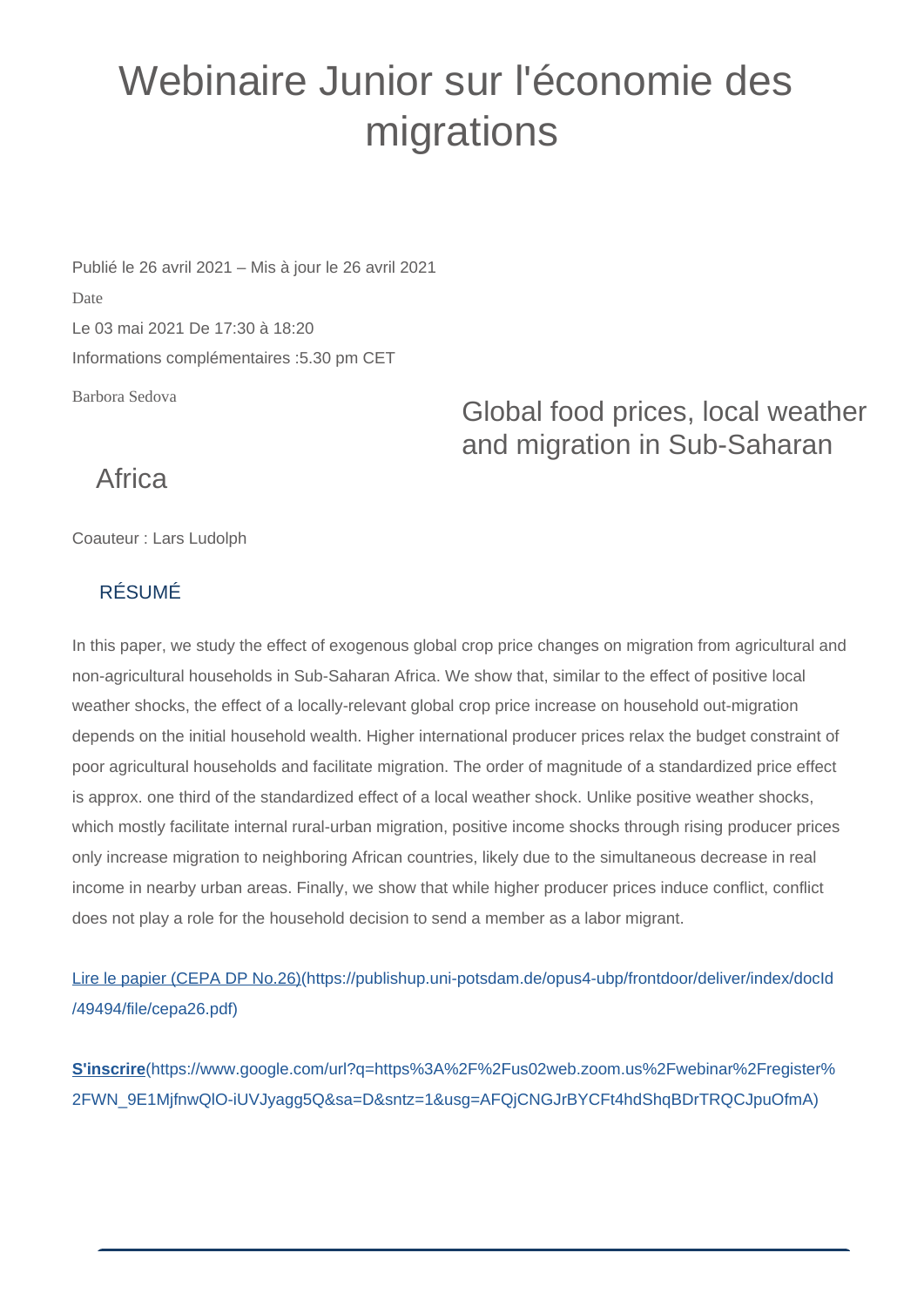# Webinaire Junior sur l'économie des migrations

Publié le 26 avril 2021 – Mis à jour le 26 avril 2021

Date

Le 03 mai 2021 De 17:30 à 18:20

Informations complémentaires :5.30 pm CET

Barbora Sedova

## Global food prices, local weather and migration in Sub-Saharan Africa

Coauteur : Lars Ludolph

### RÉSUMÉ

In this paper, we study the effect of exogenous global crop price changes on migration from agricultural and non-agricultural households in Sub-Saharan Africa. We show that, similar to the effect of positive local weather shocks, the effect of a locally-relevant global crop price increase on household out-migration depends on the initial household wealth. Higher international producer prices relax the budget constraint of poor agricultural households and facilitate migration. The order of magnitude of a standardized price effect is approx. one third of the standardized effect of a local weather shock. Unlike positive weather shocks, which mostly facilitate internal rural-urban migration, positive income shocks through rising producer prices only increase migration to neighboring African countries, likely due to the simultaneous decrease in real income in nearby urban areas. Finally, we show that while higher producer prices induce conflict, conflict does not play a role for the household decision to send a member as a labor migrant.

[Lire le papier (CEPA DP No.26)](https://publishup.uni-potsdam.de/opus4-ubp/frontdoor/deliver/index/docId/49494/file/cepa26.pdf)

[**S'inscrire**](https://www.google.com/url?q=https%3A%2F%2Fus02web.zoom.us%2Fwebinar%2Fregister%2FWN_9E1MjfnwQlO-iUVJyagg5Q&sa=D&sntz=1&usg=AFQjCNGJrBYCFt4hdShqBDrTRQCJpuOfmA)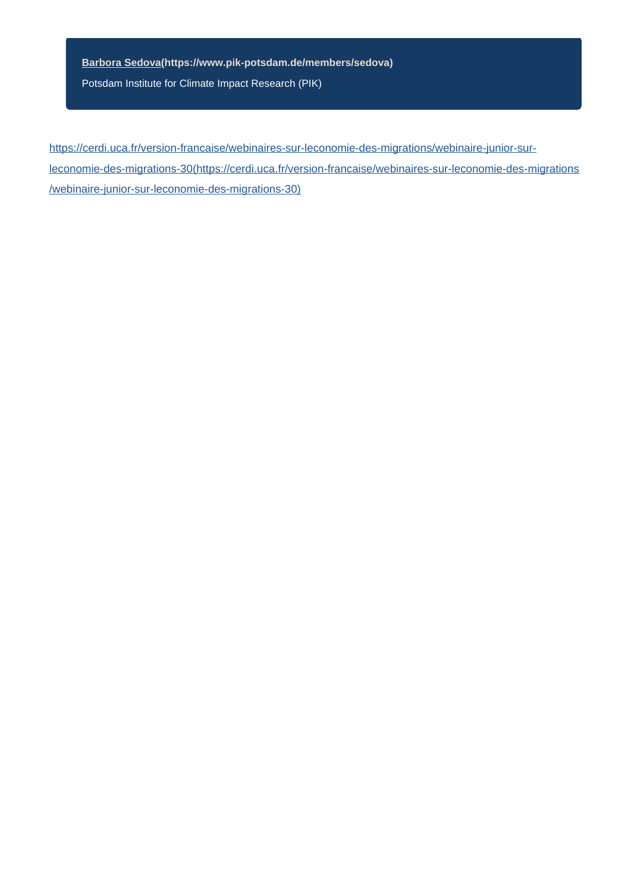**Barbora Sedova(https://www.pik-potsdam.de/members/sedova)**

Potsdam Institute for Climate Impact Research (PIK)

https://cerdi.uca.fr/version-francaise/webinaires-sur-leconomie-des-migrations/webinaire-junior-sur-leconomie-des-migrations-30(https://cerdi.uca.fr/version-francaise/webinaires-sur-leconomie-des-migrations/webinaire-junior-sur-leconomie-des-migrations-30)